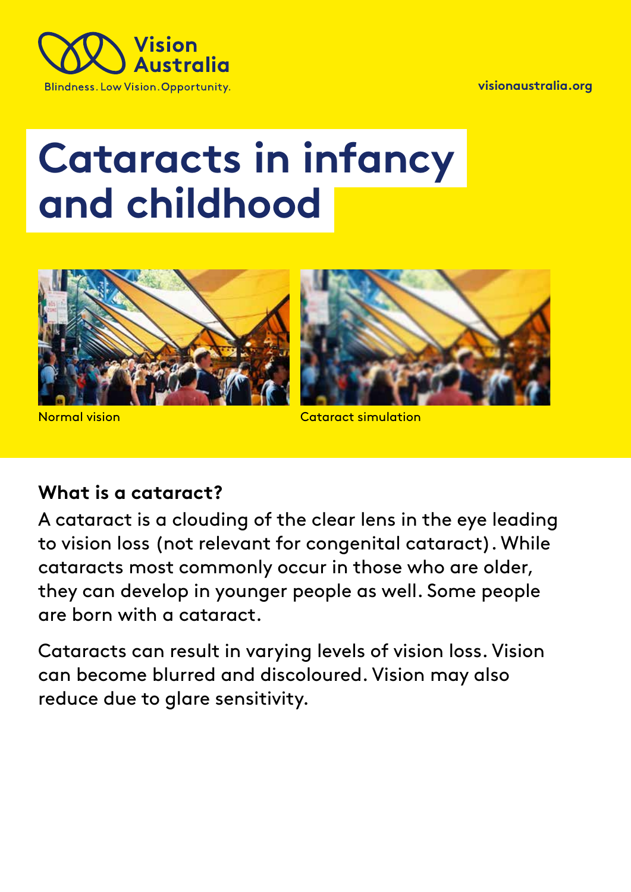Vision Australia

Blindness. Low Vision. Opportunity.

visionaustralia.org

# Cataracts in infancy and childhood

Normal vision

Cataract simulation

## What is a cataract?

A cataract is a clouding of the clear lens in the eye leading to vision loss (not relevant for congenital cataract). While cataracts most commonly occur in those who are older, they can develop in younger people as well. Some people are born with a cataract.

Cataracts can result in varying levels of vision loss. Vision can become blurred and discoloured. Vision may also reduce due to glare sensitivity.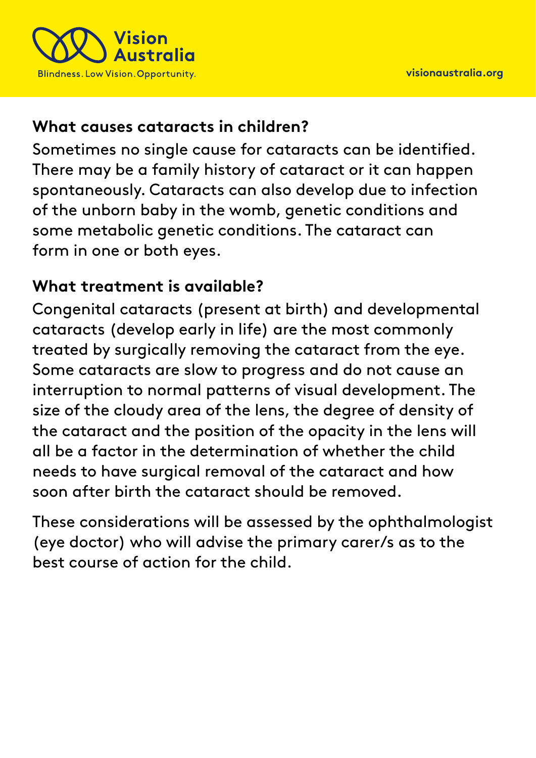## What causes cataracts in children?

Sometimes no single cause for cataracts can be identified. There may be a family history of cataract or it can happen spontaneously. Cataracts can also develop due to infection of the unborn baby in the womb, genetic conditions and some metabolic genetic conditions. The cataract can form in one or both eyes.

## What treatment is available?

Congenital cataracts (present at birth) and developmental cataracts (develop early in life) are the most commonly treated by surgically removing the cataract from the eye. Some cataracts are slow to progress and do not cause an interruption to normal patterns of visual development. The size of the cloudy area of the lens, the degree of density of the cataract and the position of the opacity in the lens will all be a factor in the determination of whether the child needs to have surgical removal of the cataract and how soon after birth the cataract should be removed.

These considerations will be assessed by the ophthalmologist (eye doctor) who will advise the primary carer/s as to the best course of action for the child.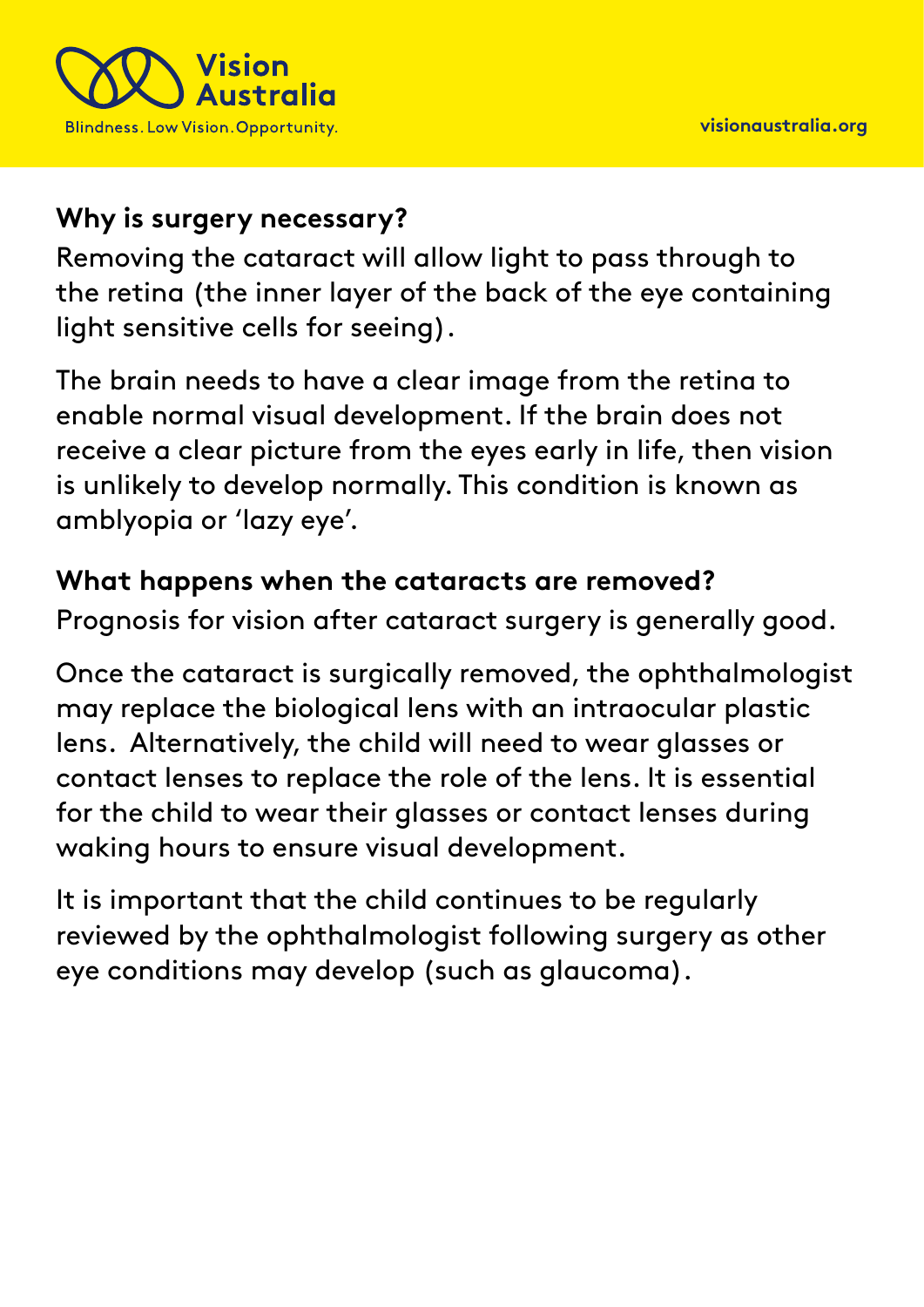## Why is surgery necessary?

Removing the cataract will allow light to pass through to the retina (the inner layer of the back of the eye containing light sensitive cells for seeing).

The brain needs to have a clear image from the retina to enable normal visual development. If the brain does not receive a clear picture from the eyes early in life, then vision is unlikely to develop normally. This condition is known as amblyopia or 'lazy eye'.

## What happens when the cataracts are removed?

Prognosis for vision after cataract surgery is generally good.

Once the cataract is surgically removed, the ophthalmologist may replace the biological lens with an intraocular plastic lens. Alternatively, the child will need to wear glasses or contact lenses to replace the role of the lens. It is essential for the child to wear their glasses or contact lenses during waking hours to ensure visual development.

It is important that the child continues to be regularly reviewed by the ophthalmologist following surgery as other eye conditions may develop (such as glaucoma).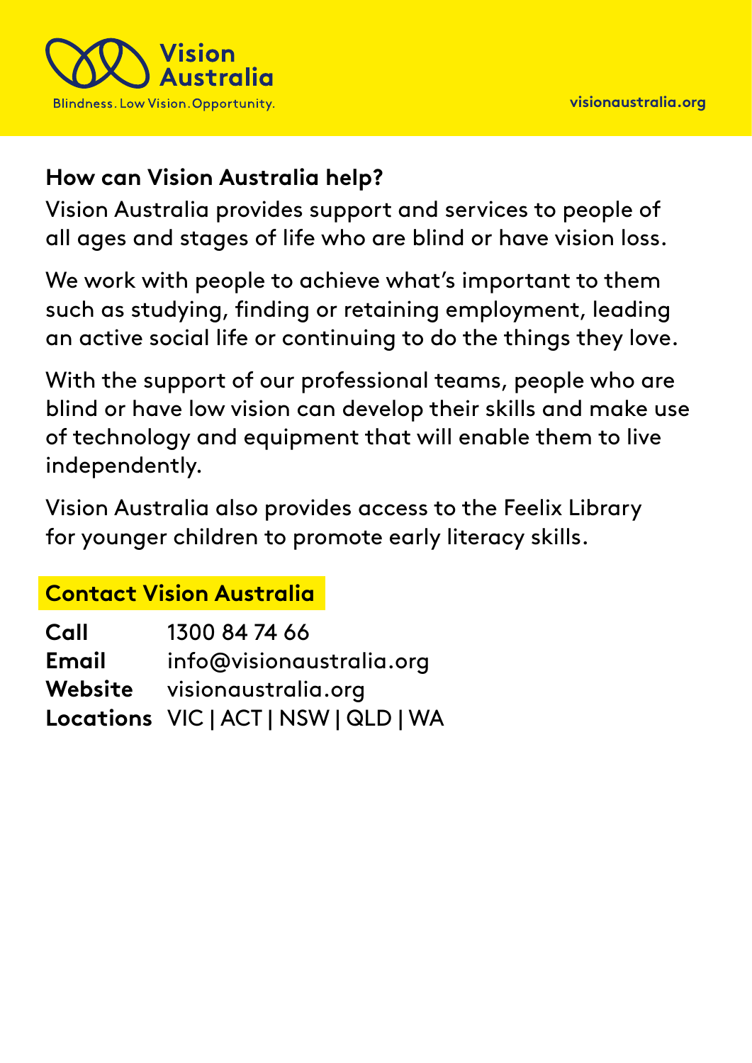Vision Australia

Blindness. Low Vision. Opportunity.

visionaustralia.org

## How can Vision Australia help?

Vision Australia provides support and services to people of all ages and stages of life who are blind or have vision loss.

We work with people to achieve what's important to them such as studying, finding or retaining employment, leading an active social life or continuing to do the things they love.

With the support of our professional teams, people who are blind or have low vision can develop their skills and make use of technology and equipment that will enable them to live independently.

Vision Australia also provides access to the Feelix Library for younger children to promote early literacy skills.

## Contact Vision Australia

| | |
|---|---|
| **Call** | 1300 84 74 66 |
| **Email** | info@visionaustralia.org |
| **Website** | visionaustralia.org |
| **Locations** | VIC \| ACT \| NSW \| QLD \| WA |